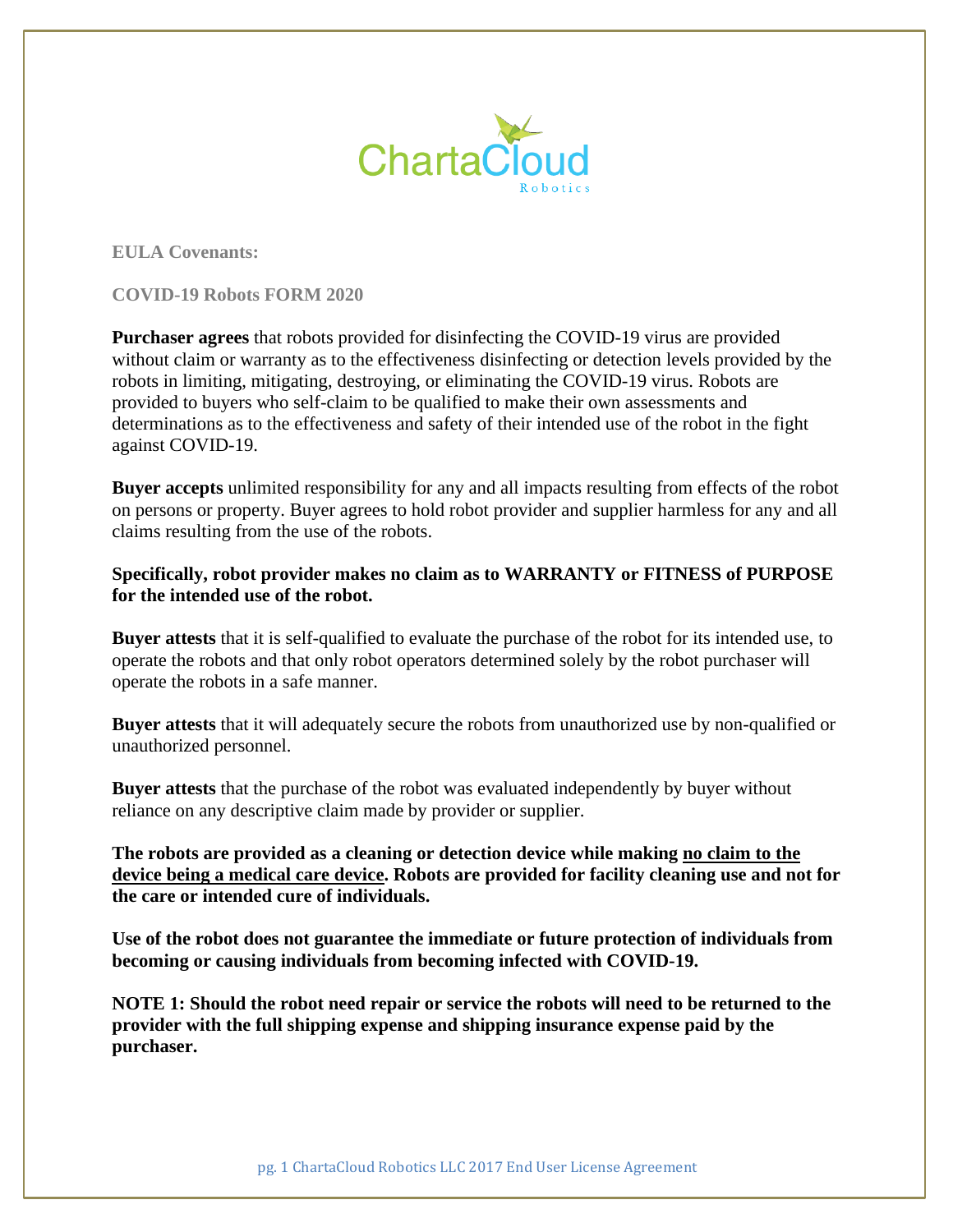ChartaCloud

Robotics

**EULA Covenants:**

**COVID-19 Robots FORM 2020**

**Purchaser agrees** that robots provided for disinfecting the COVID-19 virus are provided without claim or warranty as to the effectiveness disinfecting or detection levels provided by the robots in limiting, mitigating, destroying, or eliminating the COVID-19 virus. Robots are provided to buyers who self-claim to be qualified to make their own assessments and determinations as to the effectiveness and safety of their intended use of the robot in the fight against COVID-19.

**Buyer accepts** unlimited responsibility for any and all impacts resulting from effects of the robot on persons or property. Buyer agrees to hold robot provider and supplier harmless for any and all claims resulting from the use of the robots.

**Specifically, robot provider makes no claim as to WARRANTY or FITNESS of PURPOSE for the intended use of the robot.**

**Buyer attests** that it is self-qualified to evaluate the purchase of the robot for its intended use, to operate the robots and that only robot operators determined solely by the robot purchaser will operate the robots in a safe manner.

**Buyer attests** that it will adequately secure the robots from unauthorized use by non-qualified or unauthorized personnel.

**Buyer attests** that the purchase of the robot was evaluated independently by buyer without reliance on any descriptive claim made by provider or supplier.

**The robots are provided as a cleaning or detection device while making <u>no claim to the device being a medical care device</u>. Robots are provided for facility cleaning use and not for the care or intended cure of individuals.**

**Use of the robot does not guarantee the immediate or future protection of individuals from becoming or causing individuals from becoming infected with COVID-19.**

**NOTE 1: Should the robot need repair or service the robots will need to be returned to the provider with the full shipping expense and shipping insurance expense paid by the purchaser.**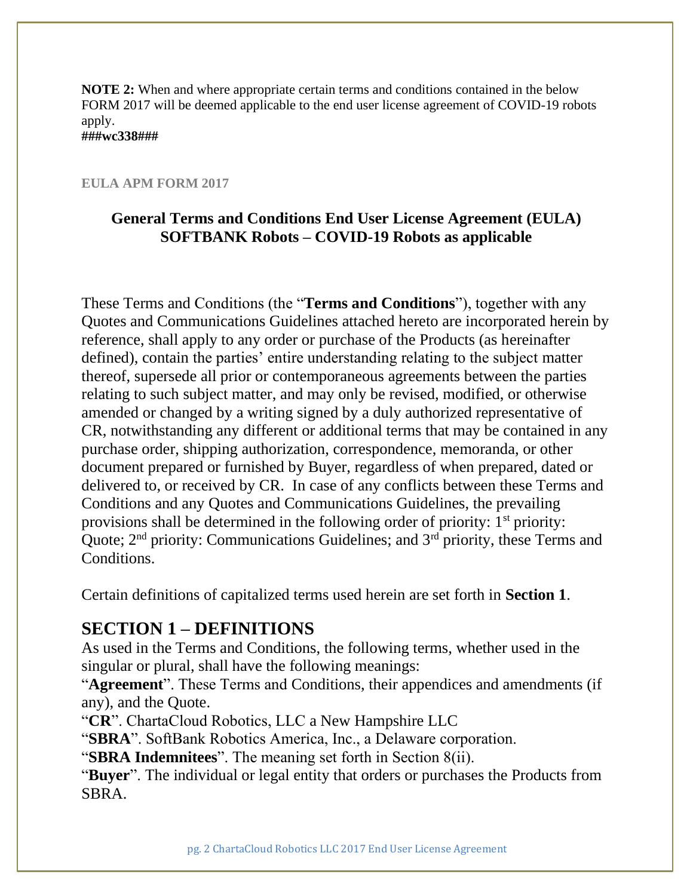**NOTE 2:** When and where appropriate certain terms and conditions contained in the below FORM 2017 will be deemed applicable to the end user license agreement of COVID-19 robots apply.
**###wc338###**

**EULA APM FORM 2017**

## General Terms and Conditions End User License Agreement (EULA) SOFTBANK Robots – COVID-19 Robots as applicable

These Terms and Conditions (the "**Terms and Conditions**"), together with any Quotes and Communications Guidelines attached hereto are incorporated herein by reference, shall apply to any order or purchase of the Products (as hereinafter defined), contain the parties' entire understanding relating to the subject matter thereof, supersede all prior or contemporaneous agreements between the parties relating to such subject matter, and may only be revised, modified, or otherwise amended or changed by a writing signed by a duly authorized representative of CR, notwithstanding any different or additional terms that may be contained in any purchase order, shipping authorization, correspondence, memoranda, or other document prepared or furnished by Buyer, regardless of when prepared, dated or delivered to, or received by CR. In case of any conflicts between these Terms and Conditions and any Quotes and Communications Guidelines, the prevailing provisions shall be determined in the following order of priority: 1st priority: Quote; 2nd priority: Communications Guidelines; and 3rd priority, these Terms and Conditions.

Certain definitions of capitalized terms used herein are set forth in **Section 1**.

# SECTION 1 – DEFINITIONS

As used in the Terms and Conditions, the following terms, whether used in the singular or plural, shall have the following meanings:

"**Agreement**". These Terms and Conditions, their appendices and amendments (if any), and the Quote.

"**CR**". ChartaCloud Robotics, LLC a New Hampshire LLC

"**SBRA**". SoftBank Robotics America, Inc., a Delaware corporation.

"**SBRA Indemnitees**". The meaning set forth in Section 8(ii).

"**Buyer**". The individual or legal entity that orders or purchases the Products from SBRA.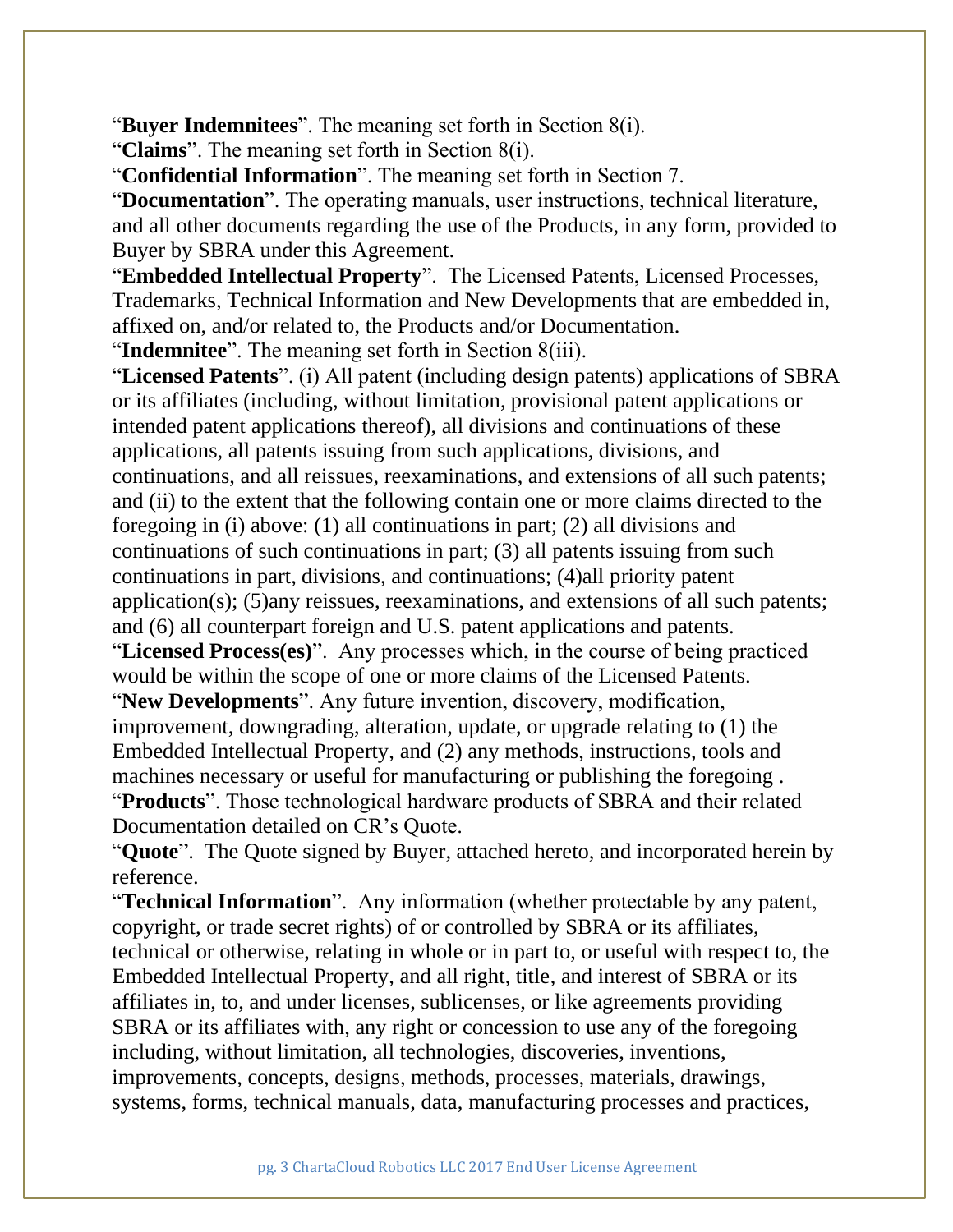"**Buyer Indemnitees**". The meaning set forth in Section 8(i).

"**Claims**". The meaning set forth in Section 8(i).

"**Confidential Information**". The meaning set forth in Section 7.

"**Documentation**". The operating manuals, user instructions, technical literature, and all other documents regarding the use of the Products, in any form, provided to Buyer by SBRA under this Agreement.

"**Embedded Intellectual Property**". The Licensed Patents, Licensed Processes, Trademarks, Technical Information and New Developments that are embedded in, affixed on, and/or related to, the Products and/or Documentation.

"**Indemnitee**". The meaning set forth in Section 8(iii).

"**Licensed Patents**". (i) All patent (including design patents) applications of SBRA or its affiliates (including, without limitation, provisional patent applications or intended patent applications thereof), all divisions and continuations of these applications, all patents issuing from such applications, divisions, and continuations, and all reissues, reexaminations, and extensions of all such patents; and (ii) to the extent that the following contain one or more claims directed to the foregoing in (i) above: (1) all continuations in part; (2) all divisions and continuations of such continuations in part; (3) all patents issuing from such continuations in part, divisions, and continuations; (4)all priority patent application(s); (5)any reissues, reexaminations, and extensions of all such patents; and (6) all counterpart foreign and U.S. patent applications and patents.

"**Licensed Process(es)**". Any processes which, in the course of being practiced would be within the scope of one or more claims of the Licensed Patents.

"**New Developments**". Any future invention, discovery, modification, improvement, downgrading, alteration, update, or upgrade relating to (1) the Embedded Intellectual Property, and (2) any methods, instructions, tools and machines necessary or useful for manufacturing or publishing the foregoing .

"**Products**". Those technological hardware products of SBRA and their related Documentation detailed on CR's Quote.

"**Quote**". The Quote signed by Buyer, attached hereto, and incorporated herein by reference.

"**Technical Information**". Any information (whether protectable by any patent, copyright, or trade secret rights) of or controlled by SBRA or its affiliates, technical or otherwise, relating in whole or in part to, or useful with respect to, the Embedded Intellectual Property, and all right, title, and interest of SBRA or its affiliates in, to, and under licenses, sublicenses, or like agreements providing SBRA or its affiliates with, any right or concession to use any of the foregoing including, without limitation, all technologies, discoveries, inventions, improvements, concepts, designs, methods, processes, materials, drawings, systems, forms, technical manuals, data, manufacturing processes and practices,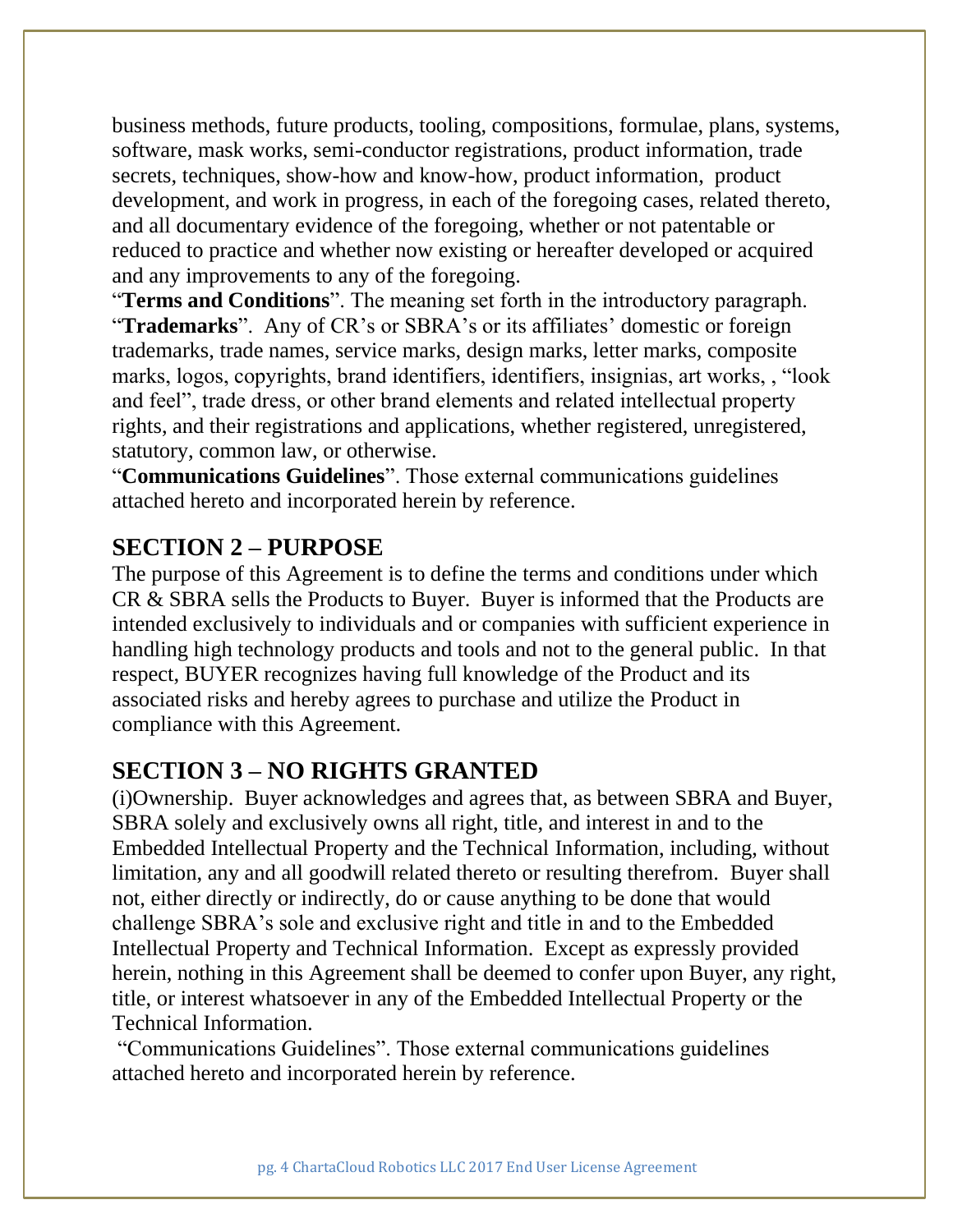business methods, future products, tooling, compositions, formulae, plans, systems, software, mask works, semi-conductor registrations, product information, trade secrets, techniques, show-how and know-how, product information, product development, and work in progress, in each of the foregoing cases, related thereto, and all documentary evidence of the foregoing, whether or not patentable or reduced to practice and whether now existing or hereafter developed or acquired and any improvements to any of the foregoing.

"**Terms and Conditions**". The meaning set forth in the introductory paragraph.

"**Trademarks**". Any of CR's or SBRA's or its affiliates' domestic or foreign trademarks, trade names, service marks, design marks, letter marks, composite marks, logos, copyrights, brand identifiers, identifiers, insignias, art works, , "look and feel", trade dress, or other brand elements and related intellectual property rights, and their registrations and applications, whether registered, unregistered, statutory, common law, or otherwise.

"**Communications Guidelines**". Those external communications guidelines attached hereto and incorporated herein by reference.

## SECTION 2 – PURPOSE

The purpose of this Agreement is to define the terms and conditions under which CR & SBRA sells the Products to Buyer. Buyer is informed that the Products are intended exclusively to individuals and or companies with sufficient experience in handling high technology products and tools and not to the general public. In that respect, BUYER recognizes having full knowledge of the Product and its associated risks and hereby agrees to purchase and utilize the Product in compliance with this Agreement.

## SECTION 3 – NO RIGHTS GRANTED

(i)Ownership. Buyer acknowledges and agrees that, as between SBRA and Buyer, SBRA solely and exclusively owns all right, title, and interest in and to the Embedded Intellectual Property and the Technical Information, including, without limitation, any and all goodwill related thereto or resulting therefrom. Buyer shall not, either directly or indirectly, do or cause anything to be done that would challenge SBRA's sole and exclusive right and title in and to the Embedded Intellectual Property and Technical Information. Except as expressly provided herein, nothing in this Agreement shall be deemed to confer upon Buyer, any right, title, or interest whatsoever in any of the Embedded Intellectual Property or the Technical Information.

"Communications Guidelines". Those external communications guidelines attached hereto and incorporated herein by reference.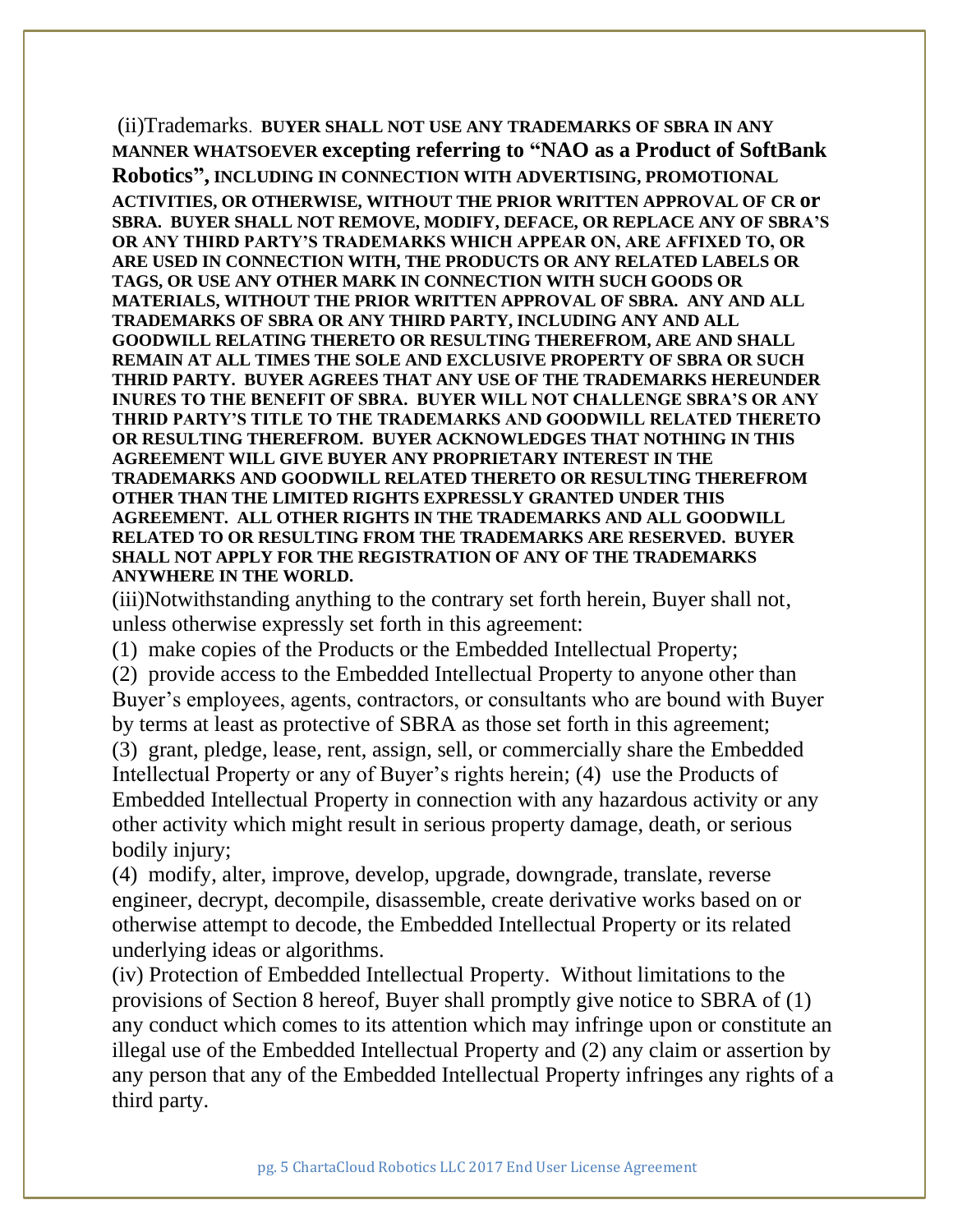(ii)Trademarks. **BUYER SHALL NOT USE ANY TRADEMARKS OF SBRA IN ANY MANNER WHATSOEVER excepting referring to "NAO as a Product of SoftBank Robotics", INCLUDING IN CONNECTION WITH ADVERTISING, PROMOTIONAL ACTIVITIES, OR OTHERWISE, WITHOUT THE PRIOR WRITTEN APPROVAL OF CR or SBRA. BUYER SHALL NOT REMOVE, MODIFY, DEFACE, OR REPLACE ANY OF SBRA'S OR ANY THIRD PARTY'S TRADEMARKS WHICH APPEAR ON, ARE AFFIXED TO, OR ARE USED IN CONNECTION WITH, THE PRODUCTS OR ANY RELATED LABELS OR TAGS, OR USE ANY OTHER MARK IN CONNECTION WITH SUCH GOODS OR MATERIALS, WITHOUT THE PRIOR WRITTEN APPROVAL OF SBRA. ANY AND ALL TRADEMARKS OF SBRA OR ANY THIRD PARTY, INCLUDING ANY AND ALL GOODWILL RELATING THERETO OR RESULTING THEREFROM, ARE AND SHALL REMAIN AT ALL TIMES THE SOLE AND EXCLUSIVE PROPERTY OF SBRA OR SUCH THRID PARTY. BUYER AGREES THAT ANY USE OF THE TRADEMARKS HEREUNDER INURES TO THE BENEFIT OF SBRA. BUYER WILL NOT CHALLENGE SBRA'S OR ANY THRID PARTY'S TITLE TO THE TRADEMARKS AND GOODWILL RELATED THERETO OR RESULTING THEREFROM. BUYER ACKNOWLEDGES THAT NOTHING IN THIS AGREEMENT WILL GIVE BUYER ANY PROPRIETARY INTEREST IN THE TRADEMARKS AND GOODWILL RELATED THERETO OR RESULTING THEREFROM OTHER THAN THE LIMITED RIGHTS EXPRESSLY GRANTED UNDER THIS AGREEMENT. ALL OTHER RIGHTS IN THE TRADEMARKS AND ALL GOODWILL RELATED TO OR RESULTING FROM THE TRADEMARKS ARE RESERVED. BUYER SHALL NOT APPLY FOR THE REGISTRATION OF ANY OF THE TRADEMARKS ANYWHERE IN THE WORLD.**

(iii)Notwithstanding anything to the contrary set forth herein, Buyer shall not, unless otherwise expressly set forth in this agreement:

(1) make copies of the Products or the Embedded Intellectual Property;

(2) provide access to the Embedded Intellectual Property to anyone other than Buyer's employees, agents, contractors, or consultants who are bound with Buyer by terms at least as protective of SBRA as those set forth in this agreement;

(3) grant, pledge, lease, rent, assign, sell, or commercially share the Embedded Intellectual Property or any of Buyer's rights herein; (4) use the Products of Embedded Intellectual Property in connection with any hazardous activity or any other activity which might result in serious property damage, death, or serious bodily injury;

(4) modify, alter, improve, develop, upgrade, downgrade, translate, reverse engineer, decrypt, decompile, disassemble, create derivative works based on or otherwise attempt to decode, the Embedded Intellectual Property or its related underlying ideas or algorithms.

(iv) Protection of Embedded Intellectual Property. Without limitations to the provisions of Section 8 hereof, Buyer shall promptly give notice to SBRA of (1) any conduct which comes to its attention which may infringe upon or constitute an illegal use of the Embedded Intellectual Property and (2) any claim or assertion by any person that any of the Embedded Intellectual Property infringes any rights of a third party.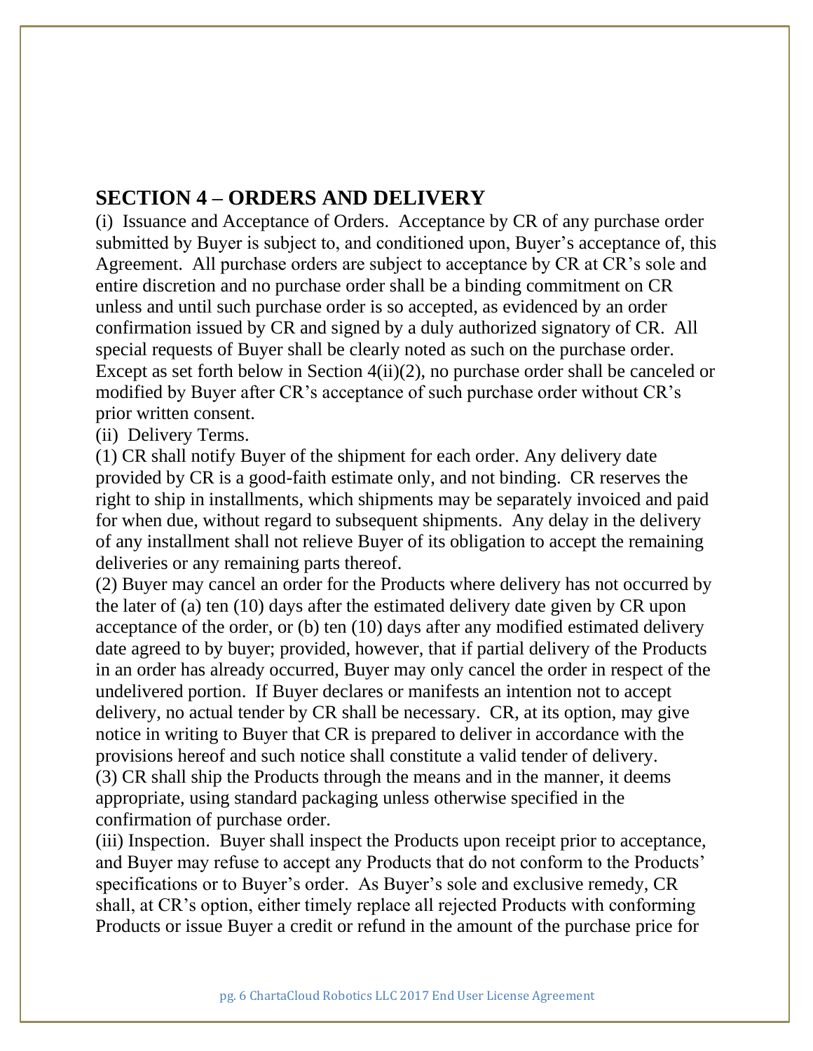## SECTION 4 – ORDERS AND DELIVERY

(i) Issuance and Acceptance of Orders. Acceptance by CR of any purchase order submitted by Buyer is subject to, and conditioned upon, Buyer's acceptance of, this Agreement. All purchase orders are subject to acceptance by CR at CR's sole and entire discretion and no purchase order shall be a binding commitment on CR unless and until such purchase order is so accepted, as evidenced by an order confirmation issued by CR and signed by a duly authorized signatory of CR. All special requests of Buyer shall be clearly noted as such on the purchase order. Except as set forth below in Section 4(ii)(2), no purchase order shall be canceled or modified by Buyer after CR's acceptance of such purchase order without CR's prior written consent.

(ii) Delivery Terms.

(1) CR shall notify Buyer of the shipment for each order. Any delivery date provided by CR is a good-faith estimate only, and not binding. CR reserves the right to ship in installments, which shipments may be separately invoiced and paid for when due, without regard to subsequent shipments. Any delay in the delivery of any installment shall not relieve Buyer of its obligation to accept the remaining deliveries or any remaining parts thereof.

(2) Buyer may cancel an order for the Products where delivery has not occurred by the later of (a) ten (10) days after the estimated delivery date given by CR upon acceptance of the order, or (b) ten (10) days after any modified estimated delivery date agreed to by buyer; provided, however, that if partial delivery of the Products in an order has already occurred, Buyer may only cancel the order in respect of the undelivered portion. If Buyer declares or manifests an intention not to accept delivery, no actual tender by CR shall be necessary. CR, at its option, may give notice in writing to Buyer that CR is prepared to deliver in accordance with the provisions hereof and such notice shall constitute a valid tender of delivery.

(3) CR shall ship the Products through the means and in the manner, it deems appropriate, using standard packaging unless otherwise specified in the confirmation of purchase order.

(iii) Inspection. Buyer shall inspect the Products upon receipt prior to acceptance, and Buyer may refuse to accept any Products that do not conform to the Products' specifications or to Buyer's order. As Buyer's sole and exclusive remedy, CR shall, at CR's option, either timely replace all rejected Products with conforming Products or issue Buyer a credit or refund in the amount of the purchase price for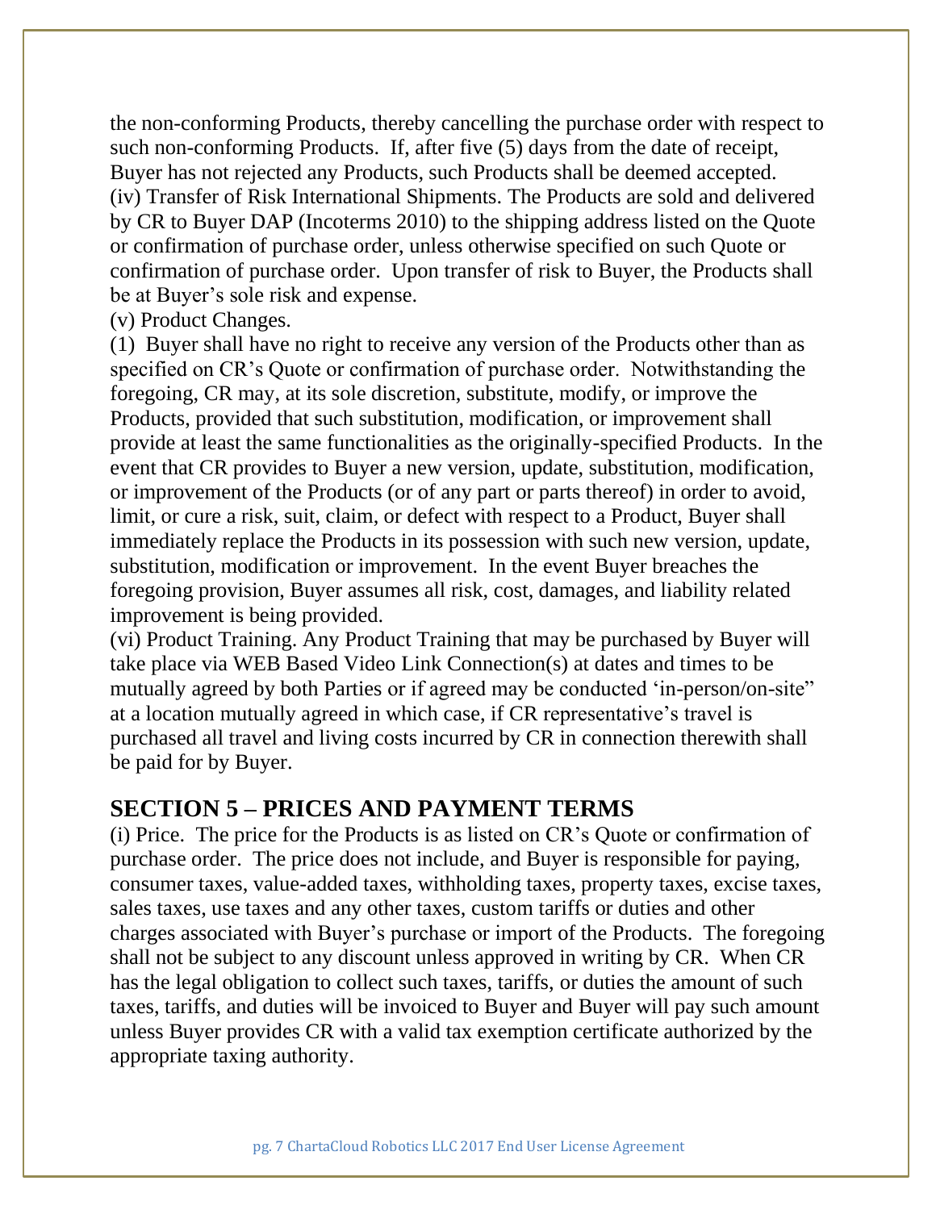the non-conforming Products, thereby cancelling the purchase order with respect to such non-conforming Products. If, after five (5) days from the date of receipt, Buyer has not rejected any Products, such Products shall be deemed accepted.

(iv) Transfer of Risk International Shipments. The Products are sold and delivered by CR to Buyer DAP (Incoterms 2010) to the shipping address listed on the Quote or confirmation of purchase order, unless otherwise specified on such Quote or confirmation of purchase order. Upon transfer of risk to Buyer, the Products shall be at Buyer's sole risk and expense.

(v) Product Changes.

(1) Buyer shall have no right to receive any version of the Products other than as specified on CR's Quote or confirmation of purchase order. Notwithstanding the foregoing, CR may, at its sole discretion, substitute, modify, or improve the Products, provided that such substitution, modification, or improvement shall provide at least the same functionalities as the originally-specified Products. In the event that CR provides to Buyer a new version, update, substitution, modification, or improvement of the Products (or of any part or parts thereof) in order to avoid, limit, or cure a risk, suit, claim, or defect with respect to a Product, Buyer shall immediately replace the Products in its possession with such new version, update, substitution, modification or improvement. In the event Buyer breaches the foregoing provision, Buyer assumes all risk, cost, damages, and liability related improvement is being provided.

(vi) Product Training. Any Product Training that may be purchased by Buyer will take place via WEB Based Video Link Connection(s) at dates and times to be mutually agreed by both Parties or if agreed may be conducted 'in-person/on-site" at a location mutually agreed in which case, if CR representative's travel is purchased all travel and living costs incurred by CR in connection therewith shall be paid for by Buyer.

## SECTION 5 – PRICES AND PAYMENT TERMS

(i) Price. The price for the Products is as listed on CR's Quote or confirmation of purchase order. The price does not include, and Buyer is responsible for paying, consumer taxes, value-added taxes, withholding taxes, property taxes, excise taxes, sales taxes, use taxes and any other taxes, custom tariffs or duties and other charges associated with Buyer's purchase or import of the Products. The foregoing shall not be subject to any discount unless approved in writing by CR. When CR has the legal obligation to collect such taxes, tariffs, or duties the amount of such taxes, tariffs, and duties will be invoiced to Buyer and Buyer will pay such amount unless Buyer provides CR with a valid tax exemption certificate authorized by the appropriate taxing authority.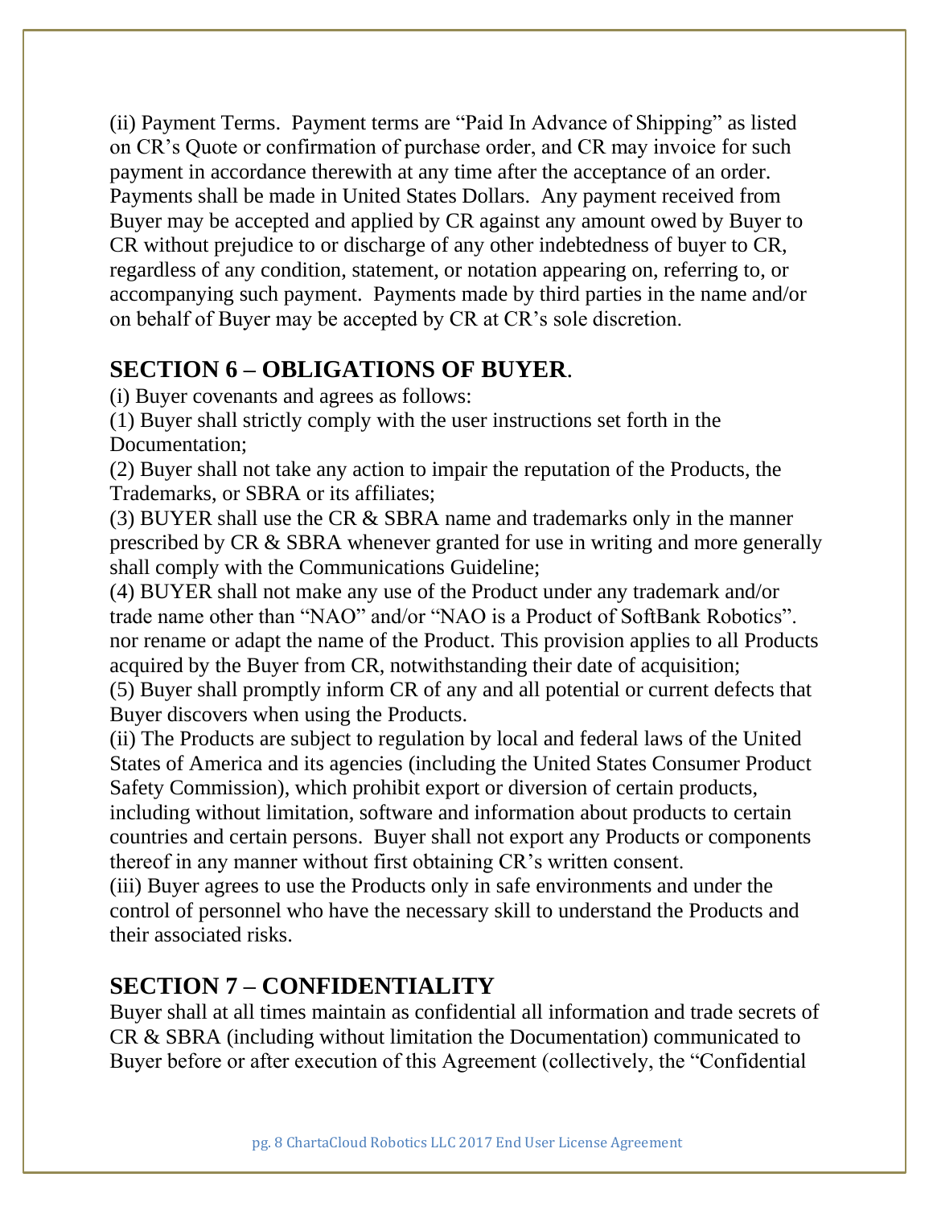(ii) Payment Terms. Payment terms are "Paid In Advance of Shipping" as listed on CR's Quote or confirmation of purchase order, and CR may invoice for such payment in accordance therewith at any time after the acceptance of an order. Payments shall be made in United States Dollars. Any payment received from Buyer may be accepted and applied by CR against any amount owed by Buyer to CR without prejudice to or discharge of any other indebtedness of buyer to CR, regardless of any condition, statement, or notation appearing on, referring to, or accompanying such payment. Payments made by third parties in the name and/or on behalf of Buyer may be accepted by CR at CR's sole discretion.

## SECTION 6 – OBLIGATIONS OF BUYER.

(i) Buyer covenants and agrees as follows:

(1) Buyer shall strictly comply with the user instructions set forth in the Documentation;

(2) Buyer shall not take any action to impair the reputation of the Products, the Trademarks, or SBRA or its affiliates;

(3) BUYER shall use the CR & SBRA name and trademarks only in the manner prescribed by CR & SBRA whenever granted for use in writing and more generally shall comply with the Communications Guideline;

(4) BUYER shall not make any use of the Product under any trademark and/or trade name other than "NAO" and/or "NAO is a Product of SoftBank Robotics". nor rename or adapt the name of the Product. This provision applies to all Products acquired by the Buyer from CR, notwithstanding their date of acquisition;

(5) Buyer shall promptly inform CR of any and all potential or current defects that Buyer discovers when using the Products.

(ii) The Products are subject to regulation by local and federal laws of the United States of America and its agencies (including the United States Consumer Product Safety Commission), which prohibit export or diversion of certain products, including without limitation, software and information about products to certain countries and certain persons. Buyer shall not export any Products or components thereof in any manner without first obtaining CR's written consent.

(iii) Buyer agrees to use the Products only in safe environments and under the control of personnel who have the necessary skill to understand the Products and their associated risks.

## SECTION 7 – CONFIDENTIALITY

Buyer shall at all times maintain as confidential all information and trade secrets of CR & SBRA (including without limitation the Documentation) communicated to Buyer before or after execution of this Agreement (collectively, the "Confidential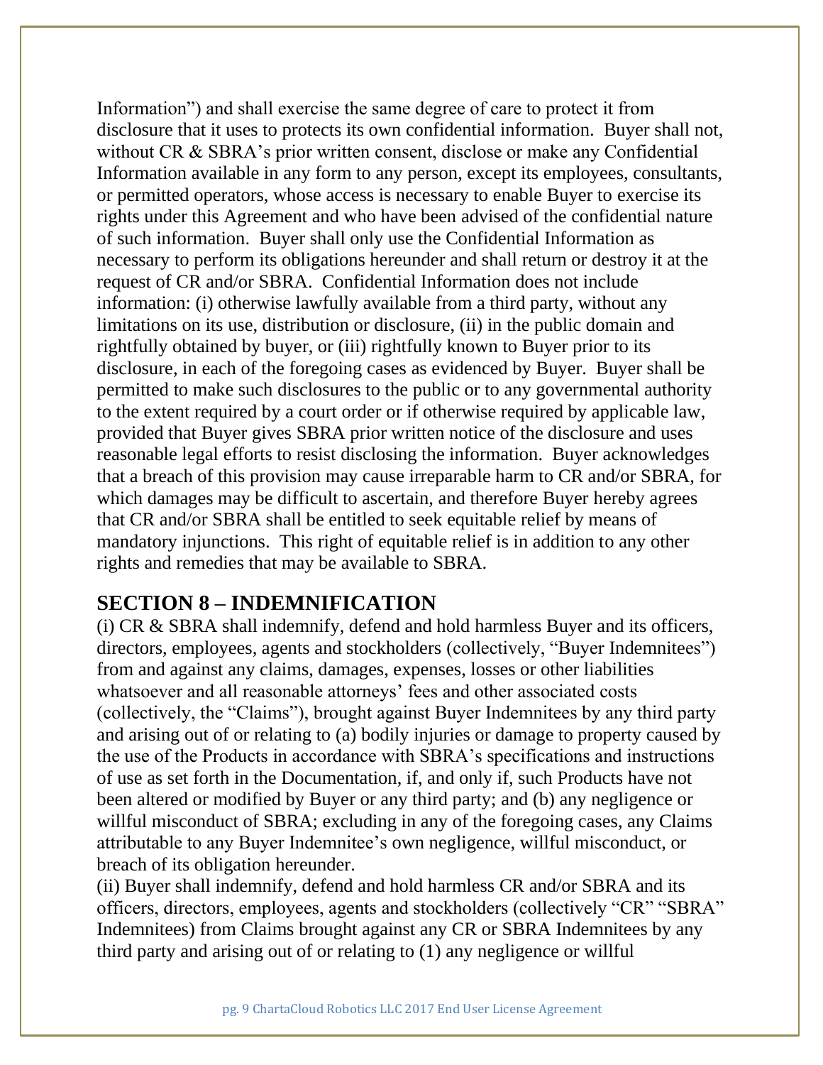Information") and shall exercise the same degree of care to protect it from disclosure that it uses to protects its own confidential information. Buyer shall not, without CR & SBRA's prior written consent, disclose or make any Confidential Information available in any form to any person, except its employees, consultants, or permitted operators, whose access is necessary to enable Buyer to exercise its rights under this Agreement and who have been advised of the confidential nature of such information. Buyer shall only use the Confidential Information as necessary to perform its obligations hereunder and shall return or destroy it at the request of CR and/or SBRA. Confidential Information does not include information: (i) otherwise lawfully available from a third party, without any limitations on its use, distribution or disclosure, (ii) in the public domain and rightfully obtained by buyer, or (iii) rightfully known to Buyer prior to its disclosure, in each of the foregoing cases as evidenced by Buyer. Buyer shall be permitted to make such disclosures to the public or to any governmental authority to the extent required by a court order or if otherwise required by applicable law, provided that Buyer gives SBRA prior written notice of the disclosure and uses reasonable legal efforts to resist disclosing the information. Buyer acknowledges that a breach of this provision may cause irreparable harm to CR and/or SBRA, for which damages may be difficult to ascertain, and therefore Buyer hereby agrees that CR and/or SBRA shall be entitled to seek equitable relief by means of mandatory injunctions. This right of equitable relief is in addition to any other rights and remedies that may be available to SBRA.

## SECTION 8 – INDEMNIFICATION

(i) CR & SBRA shall indemnify, defend and hold harmless Buyer and its officers, directors, employees, agents and stockholders (collectively, "Buyer Indemnitees") from and against any claims, damages, expenses, losses or other liabilities whatsoever and all reasonable attorneys' fees and other associated costs (collectively, the "Claims"), brought against Buyer Indemnitees by any third party and arising out of or relating to (a) bodily injuries or damage to property caused by the use of the Products in accordance with SBRA's specifications and instructions of use as set forth in the Documentation, if, and only if, such Products have not been altered or modified by Buyer or any third party; and (b) any negligence or willful misconduct of SBRA; excluding in any of the foregoing cases, any Claims attributable to any Buyer Indemnitee's own negligence, willful misconduct, or breach of its obligation hereunder.

(ii) Buyer shall indemnify, defend and hold harmless CR and/or SBRA and its officers, directors, employees, agents and stockholders (collectively "CR" "SBRA" Indemnitees) from Claims brought against any CR or SBRA Indemnitees by any third party and arising out of or relating to (1) any negligence or willful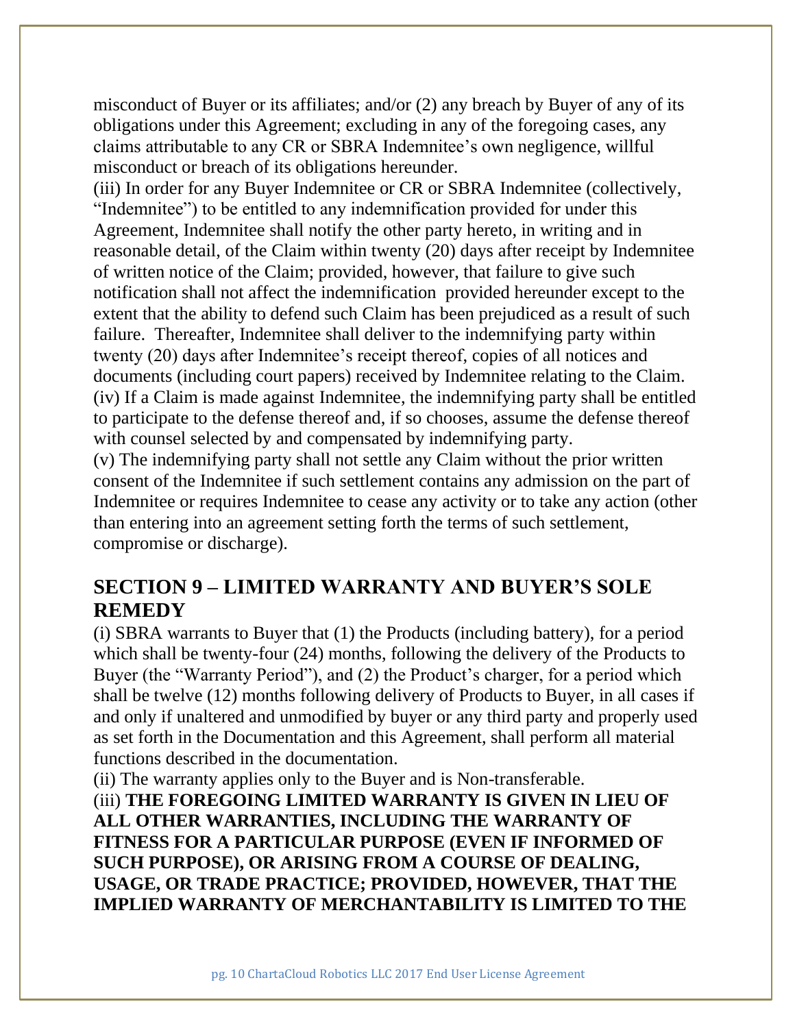misconduct of Buyer or its affiliates; and/or (2) any breach by Buyer of any of its obligations under this Agreement; excluding in any of the foregoing cases, any claims attributable to any CR or SBRA Indemnitee's own negligence, willful misconduct or breach of its obligations hereunder.

(iii) In order for any Buyer Indemnitee or CR or SBRA Indemnitee (collectively, "Indemnitee") to be entitled to any indemnification provided for under this Agreement, Indemnitee shall notify the other party hereto, in writing and in reasonable detail, of the Claim within twenty (20) days after receipt by Indemnitee of written notice of the Claim; provided, however, that failure to give such notification shall not affect the indemnification provided hereunder except to the extent that the ability to defend such Claim has been prejudiced as a result of such failure. Thereafter, Indemnitee shall deliver to the indemnifying party within twenty (20) days after Indemnitee's receipt thereof, copies of all notices and documents (including court papers) received by Indemnitee relating to the Claim.

(iv) If a Claim is made against Indemnitee, the indemnifying party shall be entitled to participate to the defense thereof and, if so chooses, assume the defense thereof with counsel selected by and compensated by indemnifying party.

(v) The indemnifying party shall not settle any Claim without the prior written consent of the Indemnitee if such settlement contains any admission on the part of Indemnitee or requires Indemnitee to cease any activity or to take any action (other than entering into an agreement setting forth the terms of such settlement, compromise or discharge).

## SECTION 9 – LIMITED WARRANTY AND BUYER'S SOLE REMEDY

(i) SBRA warrants to Buyer that (1) the Products (including battery), for a period which shall be twenty-four (24) months, following the delivery of the Products to Buyer (the "Warranty Period"), and (2) the Product's charger, for a period which shall be twelve (12) months following delivery of Products to Buyer, in all cases if and only if unaltered and unmodified by buyer or any third party and properly used as set forth in the Documentation and this Agreement, shall perform all material functions described in the documentation.

(ii) The warranty applies only to the Buyer and is Non-transferable.

(iii) **THE FOREGOING LIMITED WARRANTY IS GIVEN IN LIEU OF ALL OTHER WARRANTIES, INCLUDING THE WARRANTY OF FITNESS FOR A PARTICULAR PURPOSE (EVEN IF INFORMED OF SUCH PURPOSE), OR ARISING FROM A COURSE OF DEALING, USAGE, OR TRADE PRACTICE; PROVIDED, HOWEVER, THAT THE IMPLIED WARRANTY OF MERCHANTABILITY IS LIMITED TO THE**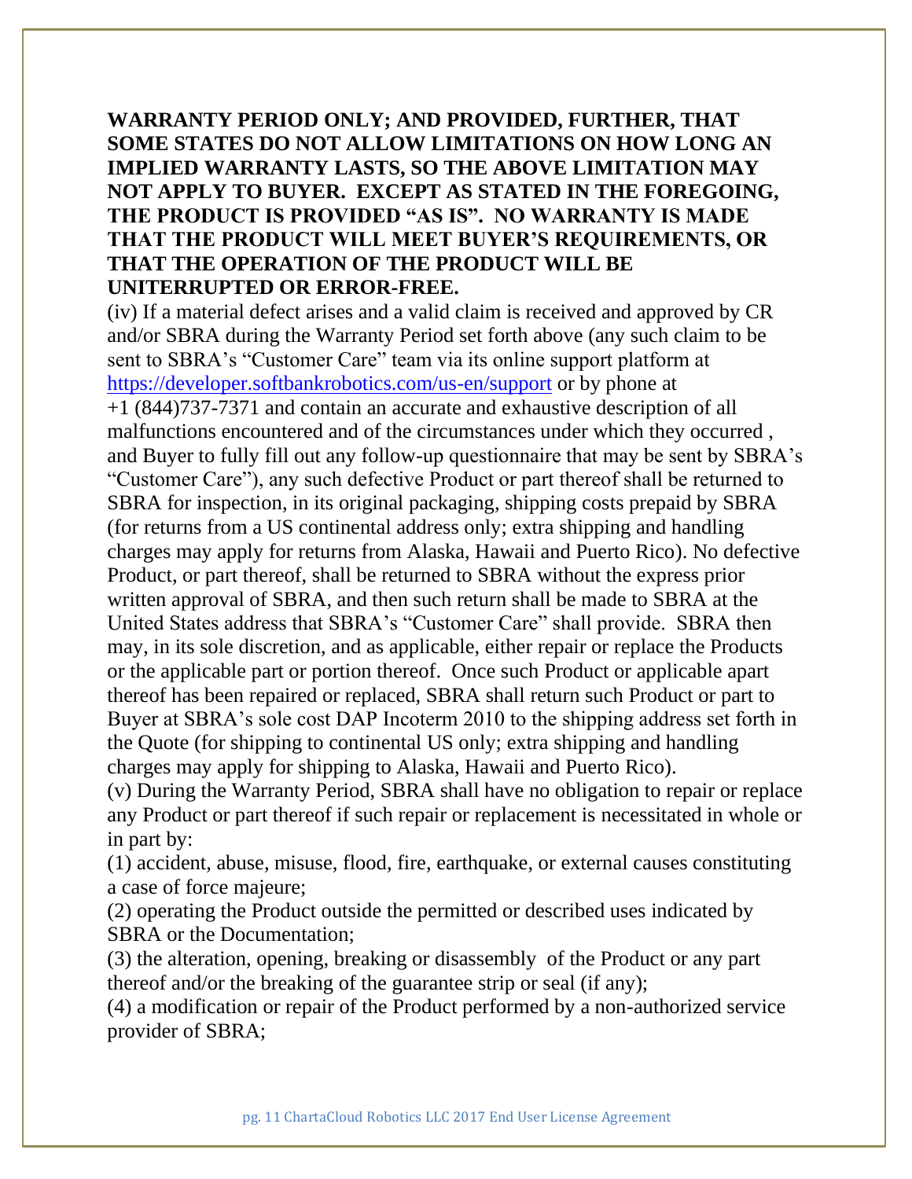**WARRANTY PERIOD ONLY; AND PROVIDED, FURTHER, THAT SOME STATES DO NOT ALLOW LIMITATIONS ON HOW LONG AN IMPLIED WARRANTY LASTS, SO THE ABOVE LIMITATION MAY NOT APPLY TO BUYER. EXCEPT AS STATED IN THE FOREGOING, THE PRODUCT IS PROVIDED "AS IS". NO WARRANTY IS MADE THAT THE PRODUCT WILL MEET BUYER'S REQUIREMENTS, OR THAT THE OPERATION OF THE PRODUCT WILL BE UNITERRUPTED OR ERROR-FREE.**

(iv) If a material defect arises and a valid claim is received and approved by CR and/or SBRA during the Warranty Period set forth above (any such claim to be sent to SBRA's "Customer Care" team via its online support platform at https://developer.softbankrobotics.com/us-en/support or by phone at +1 (844)737-7371 and contain an accurate and exhaustive description of all malfunctions encountered and of the circumstances under which they occurred , and Buyer to fully fill out any follow-up questionnaire that may be sent by SBRA's "Customer Care"), any such defective Product or part thereof shall be returned to SBRA for inspection, in its original packaging, shipping costs prepaid by SBRA (for returns from a US continental address only; extra shipping and handling charges may apply for returns from Alaska, Hawaii and Puerto Rico). No defective Product, or part thereof, shall be returned to SBRA without the express prior written approval of SBRA, and then such return shall be made to SBRA at the United States address that SBRA's "Customer Care" shall provide. SBRA then may, in its sole discretion, and as applicable, either repair or replace the Products or the applicable part or portion thereof. Once such Product or applicable apart thereof has been repaired or replaced, SBRA shall return such Product or part to Buyer at SBRA's sole cost DAP Incoterm 2010 to the shipping address set forth in the Quote (for shipping to continental US only; extra shipping and handling charges may apply for shipping to Alaska, Hawaii and Puerto Rico).

(v) During the Warranty Period, SBRA shall have no obligation to repair or replace any Product or part thereof if such repair or replacement is necessitated in whole or in part by:

(1) accident, abuse, misuse, flood, fire, earthquake, or external causes constituting a case of force majeure;

(2) operating the Product outside the permitted or described uses indicated by SBRA or the Documentation;

(3) the alteration, opening, breaking or disassembly of the Product or any part thereof and/or the breaking of the guarantee strip or seal (if any);

(4) a modification or repair of the Product performed by a non-authorized service provider of SBRA;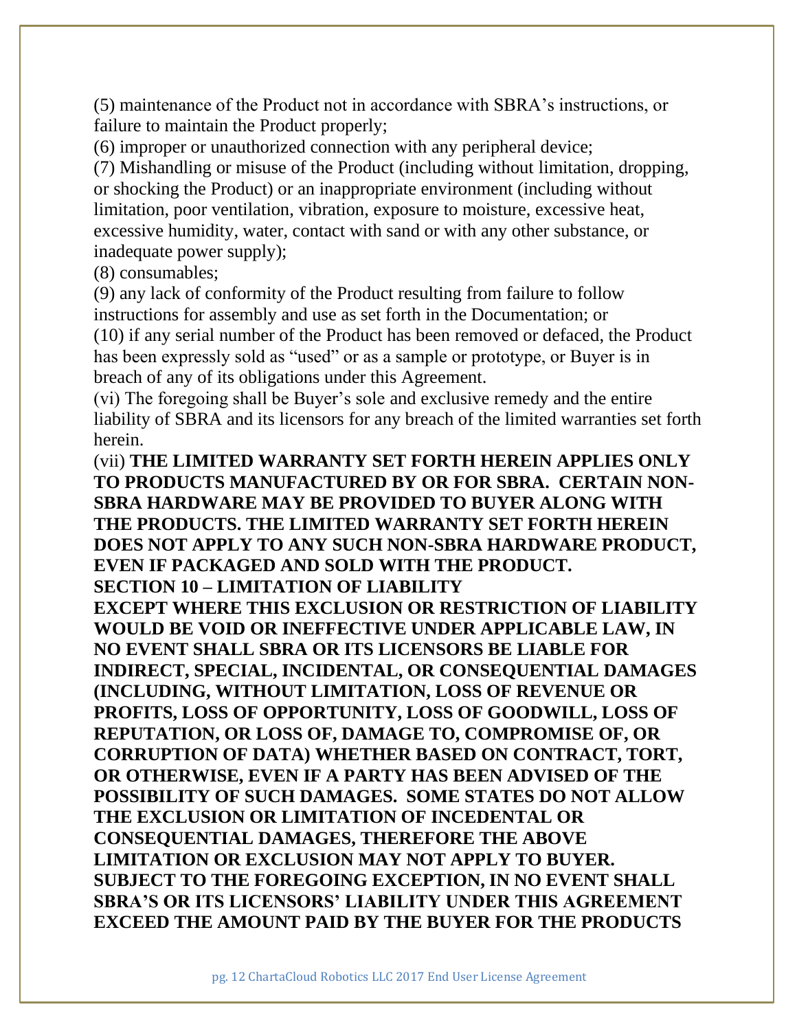(5) maintenance of the Product not in accordance with SBRA's instructions, or failure to maintain the Product properly;

(6) improper or unauthorized connection with any peripheral device;

(7) Mishandling or misuse of the Product (including without limitation, dropping, or shocking the Product) or an inappropriate environment (including without limitation, poor ventilation, vibration, exposure to moisture, excessive heat, excessive humidity, water, contact with sand or with any other substance, or inadequate power supply);

(8) consumables;

(9) any lack of conformity of the Product resulting from failure to follow instructions for assembly and use as set forth in the Documentation; or

(10) if any serial number of the Product has been removed or defaced, the Product has been expressly sold as "used" or as a sample or prototype, or Buyer is in breach of any of its obligations under this Agreement.

(vi) The foregoing shall be Buyer's sole and exclusive remedy and the entire liability of SBRA and its licensors for any breach of the limited warranties set forth herein.

(vii) **THE LIMITED WARRANTY SET FORTH HEREIN APPLIES ONLY TO PRODUCTS MANUFACTURED BY OR FOR SBRA. CERTAIN NON-SBRA HARDWARE MAY BE PROVIDED TO BUYER ALONG WITH THE PRODUCTS. THE LIMITED WARRANTY SET FORTH HEREIN DOES NOT APPLY TO ANY SUCH NON-SBRA HARDWARE PRODUCT, EVEN IF PACKAGED AND SOLD WITH THE PRODUCT.**

**SECTION 10 – LIMITATION OF LIABILITY**

**EXCEPT WHERE THIS EXCLUSION OR RESTRICTION OF LIABILITY WOULD BE VOID OR INEFFECTIVE UNDER APPLICABLE LAW, IN NO EVENT SHALL SBRA OR ITS LICENSORS BE LIABLE FOR INDIRECT, SPECIAL, INCIDENTAL, OR CONSEQUENTIAL DAMAGES (INCLUDING, WITHOUT LIMITATION, LOSS OF REVENUE OR PROFITS, LOSS OF OPPORTUNITY, LOSS OF GOODWILL, LOSS OF REPUTATION, OR LOSS OF, DAMAGE TO, COMPROMISE OF, OR CORRUPTION OF DATA) WHETHER BASED ON CONTRACT, TORT, OR OTHERWISE, EVEN IF A PARTY HAS BEEN ADVISED OF THE POSSIBILITY OF SUCH DAMAGES. SOME STATES DO NOT ALLOW THE EXCLUSION OR LIMITATION OF INCEDENTAL OR CONSEQUENTIAL DAMAGES, THEREFORE THE ABOVE LIMITATION OR EXCLUSION MAY NOT APPLY TO BUYER. SUBJECT TO THE FOREGOING EXCEPTION, IN NO EVENT SHALL SBRA'S OR ITS LICENSORS' LIABILITY UNDER THIS AGREEMENT EXCEED THE AMOUNT PAID BY THE BUYER FOR THE PRODUCTS**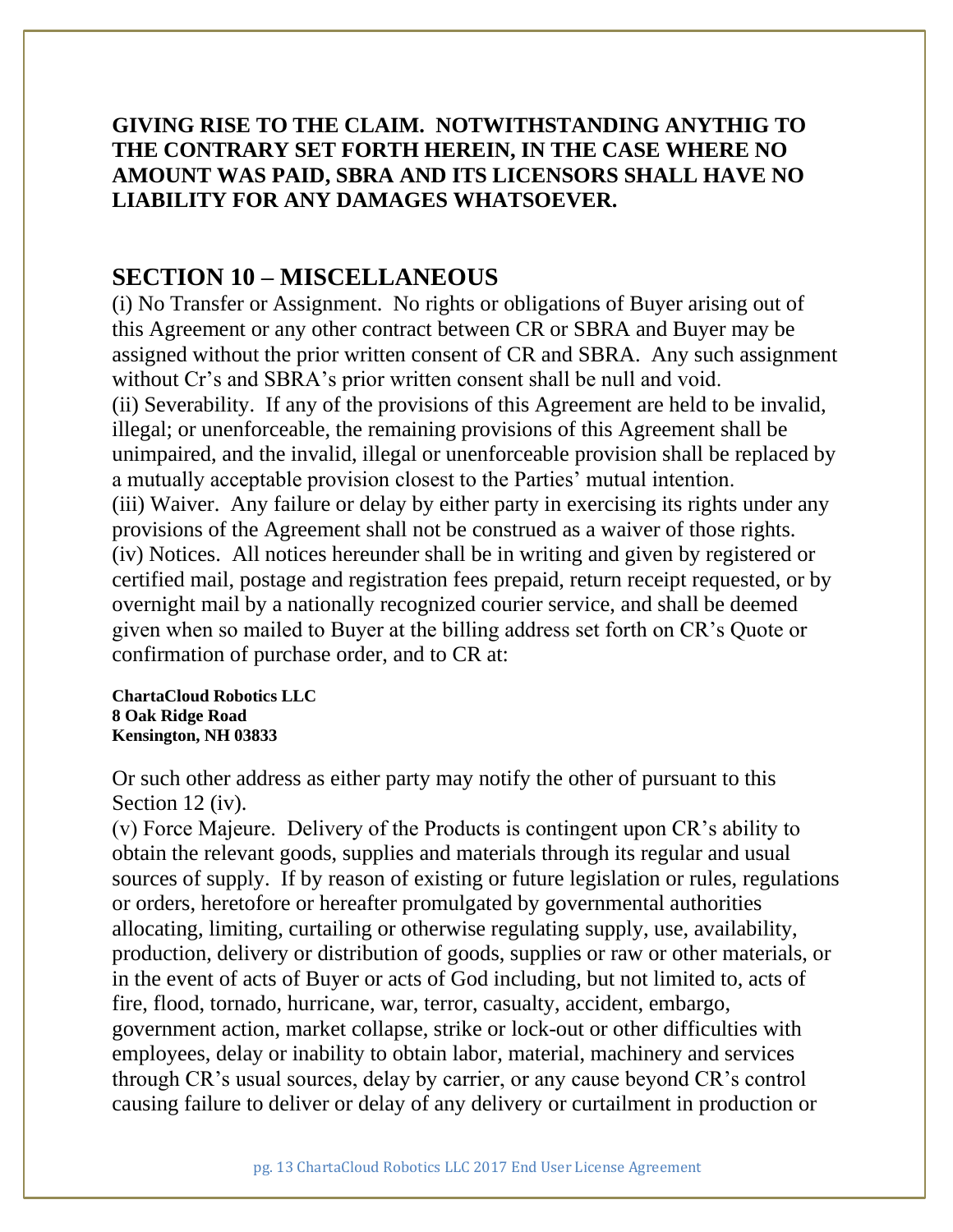**GIVING RISE TO THE CLAIM. NOTWITHSTANDING ANYTHIG TO THE CONTRARY SET FORTH HEREIN, IN THE CASE WHERE NO AMOUNT WAS PAID, SBRA AND ITS LICENSORS SHALL HAVE NO LIABILITY FOR ANY DAMAGES WHATSOEVER.**

## SECTION 10 – MISCELLANEOUS

(i) No Transfer or Assignment. No rights or obligations of Buyer arising out of this Agreement or any other contract between CR or SBRA and Buyer may be assigned without the prior written consent of CR and SBRA. Any such assignment without Cr's and SBRA's prior written consent shall be null and void.
(ii) Severability. If any of the provisions of this Agreement are held to be invalid, illegal; or unenforceable, the remaining provisions of this Agreement shall be unimpaired, and the invalid, illegal or unenforceable provision shall be replaced by a mutually acceptable provision closest to the Parties' mutual intention.
(iii) Waiver. Any failure or delay by either party in exercising its rights under any provisions of the Agreement shall not be construed as a waiver of those rights.
(iv) Notices. All notices hereunder shall be in writing and given by registered or certified mail, postage and registration fees prepaid, return receipt requested, or by overnight mail by a nationally recognized courier service, and shall be deemed given when so mailed to Buyer at the billing address set forth on CR's Quote or confirmation of purchase order, and to CR at:

**ChartaCloud Robotics LLC**
**8 Oak Ridge Road**
**Kensington, NH 03833**

Or such other address as either party may notify the other of pursuant to this Section 12 (iv).
(v) Force Majeure. Delivery of the Products is contingent upon CR's ability to obtain the relevant goods, supplies and materials through its regular and usual sources of supply. If by reason of existing or future legislation or rules, regulations or orders, heretofore or hereafter promulgated by governmental authorities allocating, limiting, curtailing or otherwise regulating supply, use, availability, production, delivery or distribution of goods, supplies or raw or other materials, or in the event of acts of Buyer or acts of God including, but not limited to, acts of fire, flood, tornado, hurricane, war, terror, casualty, accident, embargo, government action, market collapse, strike or lock-out or other difficulties with employees, delay or inability to obtain labor, material, machinery and services through CR's usual sources, delay by carrier, or any cause beyond CR's control causing failure to deliver or delay of any delivery or curtailment in production or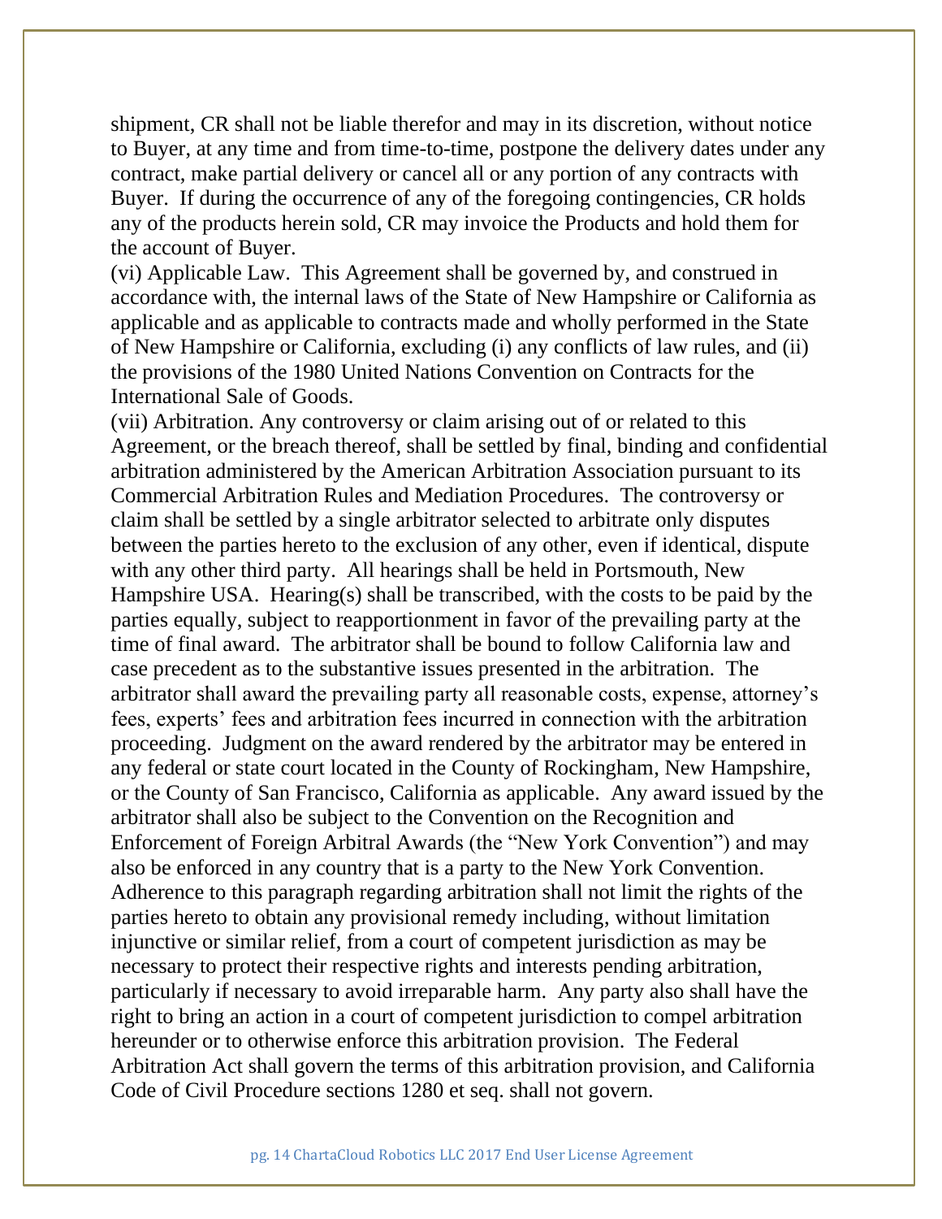shipment, CR shall not be liable therefor and may in its discretion, without notice to Buyer, at any time and from time-to-time, postpone the delivery dates under any contract, make partial delivery or cancel all or any portion of any contracts with Buyer. If during the occurrence of any of the foregoing contingencies, CR holds any of the products herein sold, CR may invoice the Products and hold them for the account of Buyer.

(vi) Applicable Law. This Agreement shall be governed by, and construed in accordance with, the internal laws of the State of New Hampshire or California as applicable and as applicable to contracts made and wholly performed in the State of New Hampshire or California, excluding (i) any conflicts of law rules, and (ii) the provisions of the 1980 United Nations Convention on Contracts for the International Sale of Goods.

(vii) Arbitration. Any controversy or claim arising out of or related to this Agreement, or the breach thereof, shall be settled by final, binding and confidential arbitration administered by the American Arbitration Association pursuant to its Commercial Arbitration Rules and Mediation Procedures. The controversy or claim shall be settled by a single arbitrator selected to arbitrate only disputes between the parties hereto to the exclusion of any other, even if identical, dispute with any other third party. All hearings shall be held in Portsmouth, New Hampshire USA. Hearing(s) shall be transcribed, with the costs to be paid by the parties equally, subject to reapportionment in favor of the prevailing party at the time of final award. The arbitrator shall be bound to follow California law and case precedent as to the substantive issues presented in the arbitration. The arbitrator shall award the prevailing party all reasonable costs, expense, attorney's fees, experts' fees and arbitration fees incurred in connection with the arbitration proceeding. Judgment on the award rendered by the arbitrator may be entered in any federal or state court located in the County of Rockingham, New Hampshire, or the County of San Francisco, California as applicable. Any award issued by the arbitrator shall also be subject to the Convention on the Recognition and Enforcement of Foreign Arbitral Awards (the "New York Convention") and may also be enforced in any country that is a party to the New York Convention. Adherence to this paragraph regarding arbitration shall not limit the rights of the parties hereto to obtain any provisional remedy including, without limitation injunctive or similar relief, from a court of competent jurisdiction as may be necessary to protect their respective rights and interests pending arbitration, particularly if necessary to avoid irreparable harm. Any party also shall have the right to bring an action in a court of competent jurisdiction to compel arbitration hereunder or to otherwise enforce this arbitration provision. The Federal Arbitration Act shall govern the terms of this arbitration provision, and California Code of Civil Procedure sections 1280 et seq. shall not govern.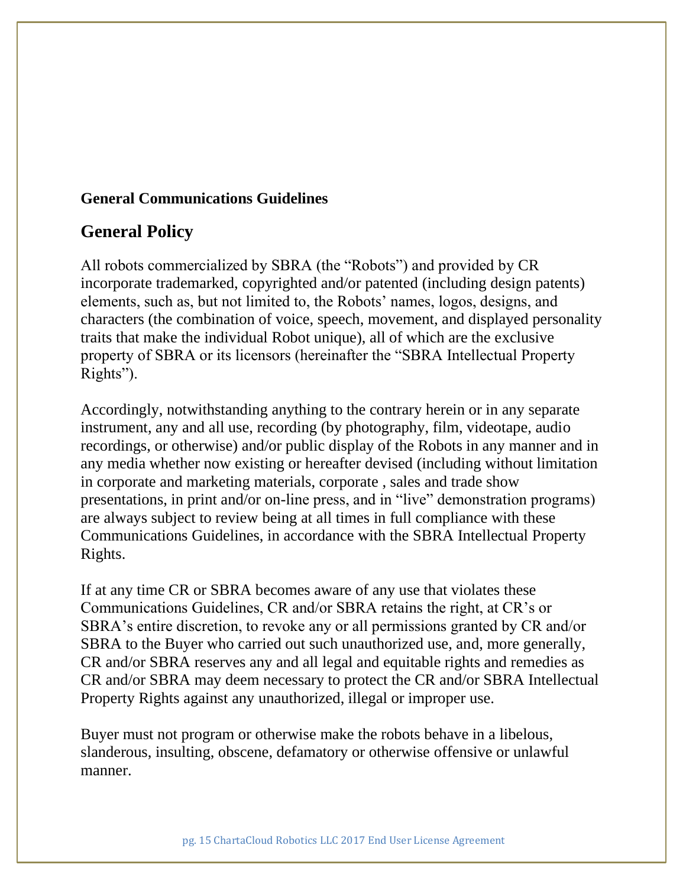**General Communications Guidelines**

## General Policy

All robots commercialized by SBRA (the "Robots") and provided by CR incorporate trademarked, copyrighted and/or patented (including design patents) elements, such as, but not limited to, the Robots' names, logos, designs, and characters (the combination of voice, speech, movement, and displayed personality traits that make the individual Robot unique), all of which are the exclusive property of SBRA or its licensors (hereinafter the "SBRA Intellectual Property Rights").

Accordingly, notwithstanding anything to the contrary herein or in any separate instrument, any and all use, recording (by photography, film, videotape, audio recordings, or otherwise) and/or public display of the Robots in any manner and in any media whether now existing or hereafter devised (including without limitation in corporate and marketing materials, corporate , sales and trade show presentations, in print and/or on-line press, and in "live" demonstration programs) are always subject to review being at all times in full compliance with these Communications Guidelines, in accordance with the SBRA Intellectual Property Rights.

If at any time CR or SBRA becomes aware of any use that violates these Communications Guidelines, CR and/or SBRA retains the right, at CR's or SBRA's entire discretion, to revoke any or all permissions granted by CR and/or SBRA to the Buyer who carried out such unauthorized use, and, more generally, CR and/or SBRA reserves any and all legal and equitable rights and remedies as CR and/or SBRA may deem necessary to protect the CR and/or SBRA Intellectual Property Rights against any unauthorized, illegal or improper use.

Buyer must not program or otherwise make the robots behave in a libelous, slanderous, insulting, obscene, defamatory or otherwise offensive or unlawful manner.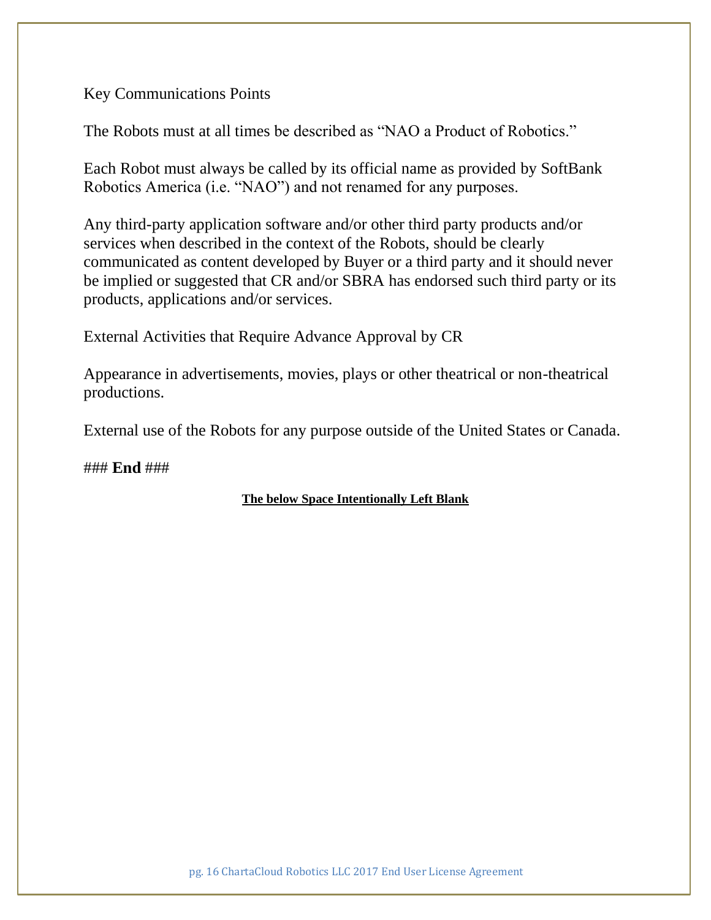Key Communications Points

The Robots must at all times be described as "NAO a Product of Robotics."

Each Robot must always be called by its official name as provided by SoftBank Robotics America (i.e. "NAO") and not renamed for any purposes.

Any third-party application software and/or other third party products and/or services when described in the context of the Robots, should be clearly communicated as content developed by Buyer or a third party and it should never be implied or suggested that CR and/or SBRA has endorsed such third party or its products, applications and/or services.

External Activities that Require Advance Approval by CR

Appearance in advertisements, movies, plays or other theatrical or non-theatrical productions.

External use of the Robots for any purpose outside of the United States or Canada.

### **End** ###

**The below Space Intentionally Left Blank**